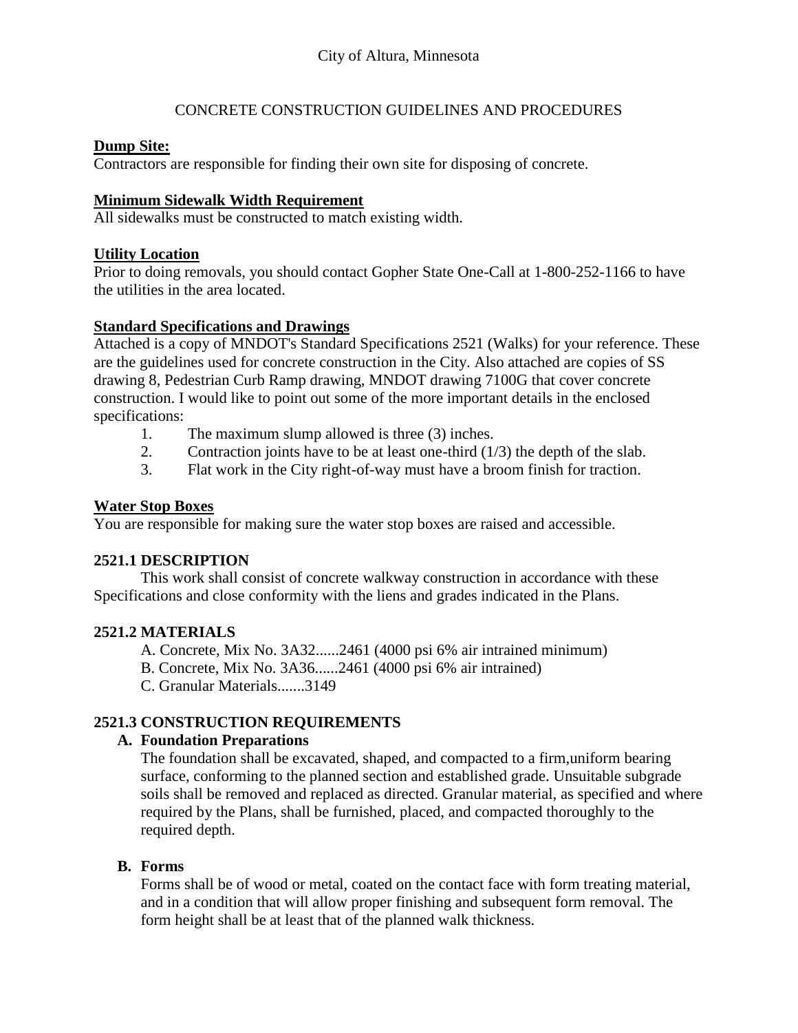City of Altura, Minnesota

CONCRETE CONSTRUCTION GUIDELINES AND PROCEDURES

**Dump Site:**
Contractors are responsible for finding their own site for disposing of concrete.

**Minimum Sidewalk Width Requirement**
All sidewalks must be constructed to match existing width.

**Utility Location**
Prior to doing removals, you should contact Gopher State One-Call at 1-800-252-1166 to have the utilities in the area located.

**Standard Specifications and Drawings**
Attached is a copy of MNDOT's Standard Specifications 2521 (Walks) for your reference. These are the guidelines used for concrete construction in the City. Also attached are copies of SS drawing 8, Pedestrian Curb Ramp drawing, MNDOT drawing 7100G that cover concrete construction. I would like to point out some of the more important details in the enclosed specifications:

1. The maximum slump allowed is three (3) inches.
2. Contraction joints have to be at least one-third (1/3) the depth of the slab.
3. Flat work in the City right-of-way must have a broom finish for traction.

**Water Stop Boxes**
You are responsible for making sure the water stop boxes are raised and accessible.

**2521.1 DESCRIPTION**

This work shall consist of concrete walkway construction in accordance with these Specifications and close conformity with the liens and grades indicated in the Plans.

**2521.2 MATERIALS**

A. Concrete, Mix No. 3A32......2461 (4000 psi 6% air intrained minimum)
B. Concrete, Mix No. 3A36......2461 (4000 psi 6% air intrained)
C. Granular Materials.......3149

**2521.3 CONSTRUCTION REQUIREMENTS**

**A. Foundation Preparations**

The foundation shall be excavated, shaped, and compacted to a firm,uniform bearing surface, conforming to the planned section and established grade. Unsuitable subgrade soils shall be removed and replaced as directed. Granular material, as specified and where required by the Plans, shall be furnished, placed, and compacted thoroughly to the required depth.

**B. Forms**

Forms shall be of wood or metal, coated on the contact face with form treating material, and in a condition that will allow proper finishing and subsequent form removal. The form height shall be at least that of the planned walk thickness.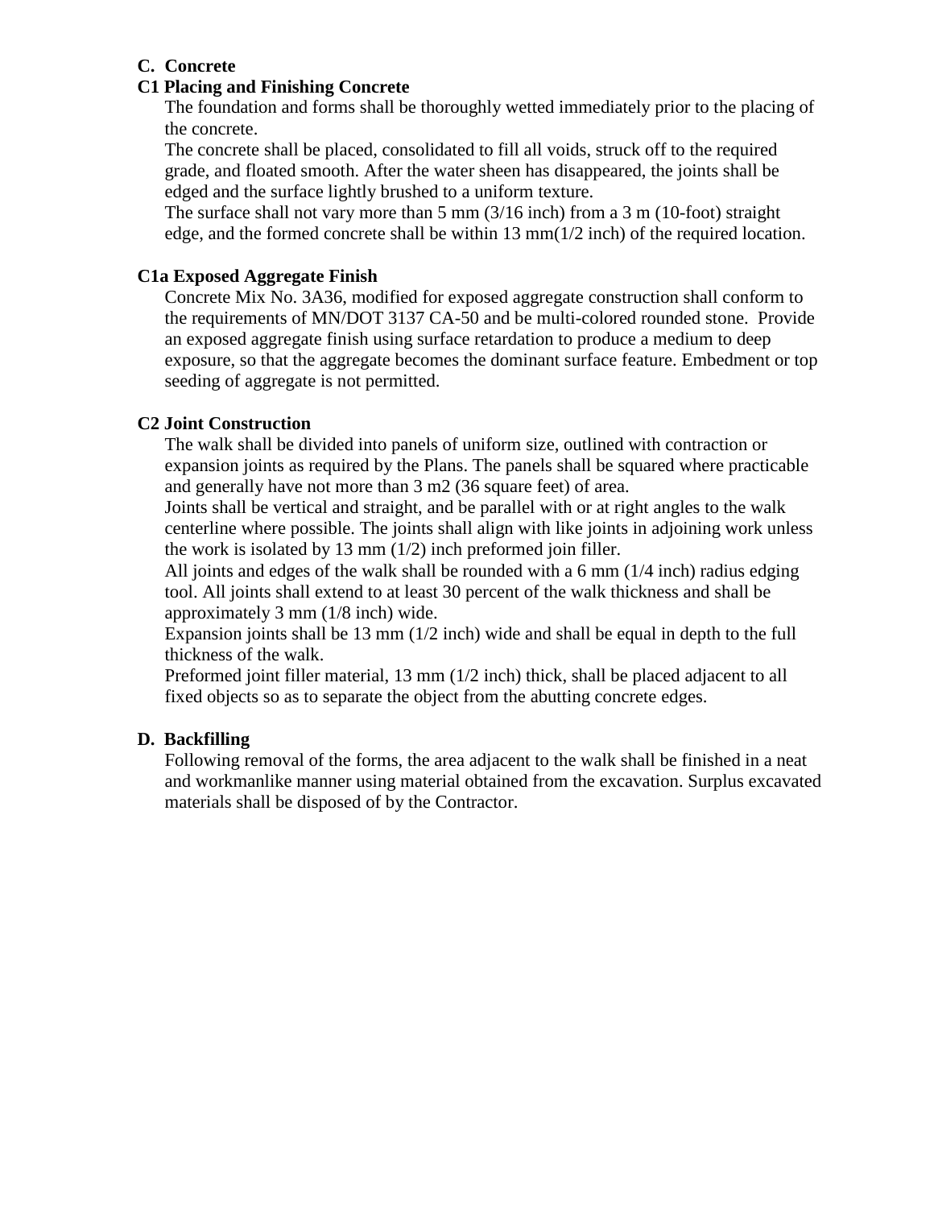**C. Concrete**

**C1 Placing and Finishing Concrete**

The foundation and forms shall be thoroughly wetted immediately prior to the placing of the concrete.

The concrete shall be placed, consolidated to fill all voids, struck off to the required grade, and floated smooth. After the water sheen has disappeared, the joints shall be edged and the surface lightly brushed to a uniform texture.

The surface shall not vary more than 5 mm (3/16 inch) from a 3 m (10-foot) straight edge, and the formed concrete shall be within 13 mm(1/2 inch) of the required location.

**C1a Exposed Aggregate Finish**

Concrete Mix No. 3A36, modified for exposed aggregate construction shall conform to the requirements of MN/DOT 3137 CA-50 and be multi-colored rounded stone. Provide an exposed aggregate finish using surface retardation to produce a medium to deep exposure, so that the aggregate becomes the dominant surface feature. Embedment or top seeding of aggregate is not permitted.

**C2 Joint Construction**

The walk shall be divided into panels of uniform size, outlined with contraction or expansion joints as required by the Plans. The panels shall be squared where practicable and generally have not more than 3 m2 (36 square feet) of area.

Joints shall be vertical and straight, and be parallel with or at right angles to the walk centerline where possible. The joints shall align with like joints in adjoining work unless the work is isolated by 13 mm (1/2) inch preformed join filler.

All joints and edges of the walk shall be rounded with a 6 mm (1/4 inch) radius edging tool. All joints shall extend to at least 30 percent of the walk thickness and shall be approximately 3 mm (1/8 inch) wide.

Expansion joints shall be 13 mm (1/2 inch) wide and shall be equal in depth to the full thickness of the walk.

Preformed joint filler material, 13 mm (1/2 inch) thick, shall be placed adjacent to all fixed objects so as to separate the object from the abutting concrete edges.

**D. Backfilling**

Following removal of the forms, the area adjacent to the walk shall be finished in a neat and workmanlike manner using material obtained from the excavation. Surplus excavated materials shall be disposed of by the Contractor.